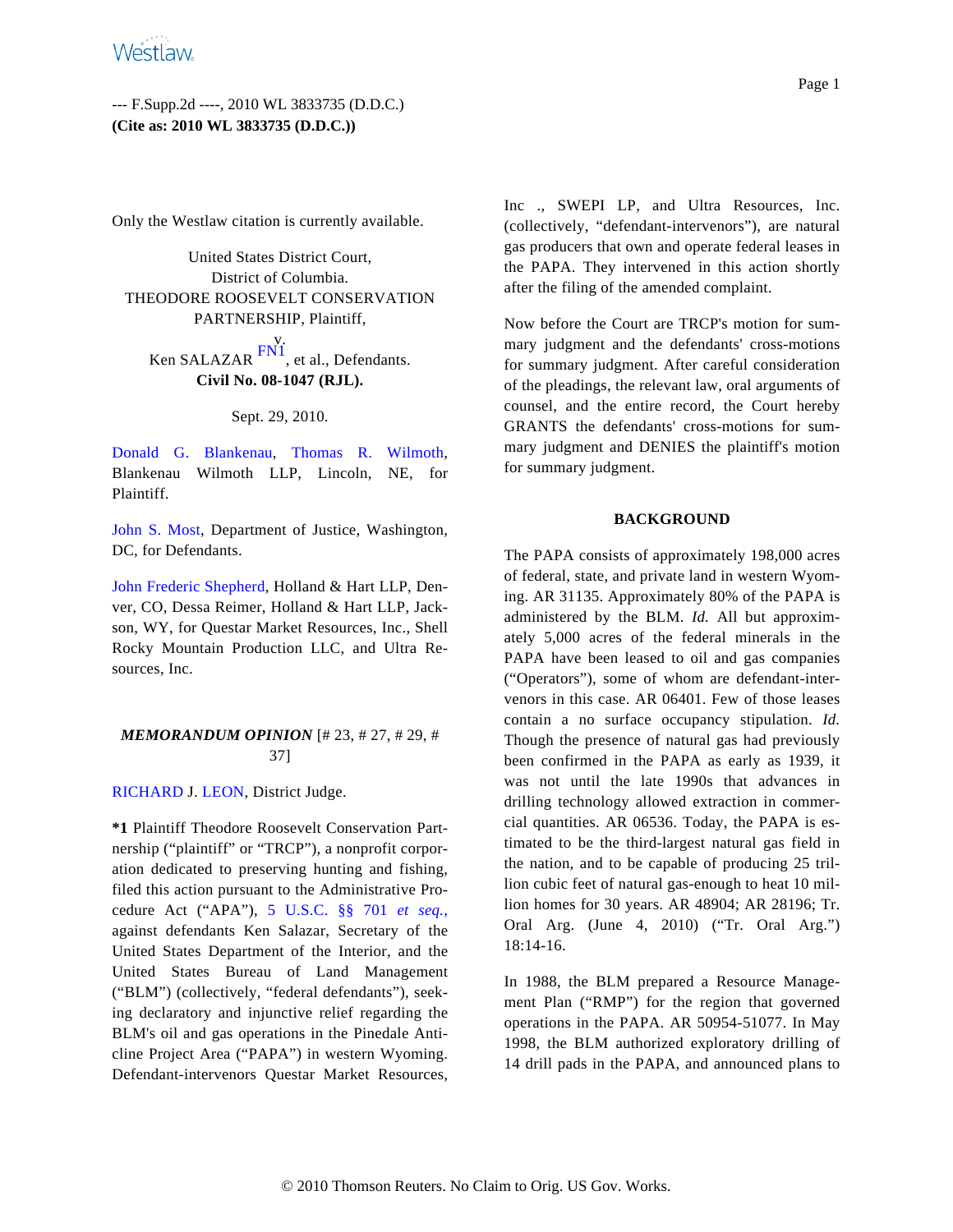--- F.Supp.2d ----, 2010 WL 3833735 (D.D.C.)
**(Cite as: 2010 WL 3833735 (D.D.C.))**

Only the Westlaw citation is currently available.

United States District Court,
District of Columbia.
THEODORE ROOSEVELT CONSERVATION PARTNERSHIP, Plaintiff,
v.
Ken SALAZAR [FN1], et al., Defendants.
**Civil No. 08-1047 (RJL).**

Sept. 29, 2010.

Donald G. Blankenau, Thomas R. Wilmoth, Blankenau Wilmoth LLP, Lincoln, NE, for Plaintiff.

John S. Most, Department of Justice, Washington, DC, for Defendants.

John Frederic Shepherd, Holland & Hart LLP, Denver, CO, Dessa Reimer, Holland & Hart LLP, Jackson, WY, for Questar Market Resources, Inc., Shell Rocky Mountain Production LLC, and Ultra Resources, Inc.

***MEMORANDUM OPINION*** [# 23, # 27, # 29, # 37]

RICHARD J. LEON, District Judge.

**\*1** Plaintiff Theodore Roosevelt Conservation Partnership ("plaintiff" or "TRCP"), a nonprofit corporation dedicated to preserving hunting and fishing, filed this action pursuant to the Administrative Procedure Act ("APA"), 5 U.S.C. §§ 701 *et seq.,* against defendants Ken Salazar, Secretary of the United States Department of the Interior, and the United States Bureau of Land Management ("BLM") (collectively, "federal defendants"), seeking declaratory and injunctive relief regarding the BLM's oil and gas operations in the Pinedale Anticline Project Area ("PAPA") in western Wyoming. Defendant-intervenors Questar Market Resources, Inc ., SWEPI LP, and Ultra Resources, Inc. (collectively, "defendant-intervenors"), are natural gas producers that own and operate federal leases in the PAPA. They intervened in this action shortly after the filing of the amended complaint.

Now before the Court are TRCP's motion for summary judgment and the defendants' cross-motions for summary judgment. After careful consideration of the pleadings, the relevant law, oral arguments of counsel, and the entire record, the Court hereby GRANTS the defendants' cross-motions for summary judgment and DENIES the plaintiff's motion for summary judgment.

## BACKGROUND

The PAPA consists of approximately 198,000 acres of federal, state, and private land in western Wyoming. AR 31135. Approximately 80% of the PAPA is administered by the BLM. *Id.* All but approximately 5,000 acres of the federal minerals in the PAPA have been leased to oil and gas companies ("Operators"), some of whom are defendant-intervenors in this case. AR 06401. Few of those leases contain a no surface occupancy stipulation. *Id.* Though the presence of natural gas had previously been confirmed in the PAPA as early as 1939, it was not until the late 1990s that advances in drilling technology allowed extraction in commercial quantities. AR 06536. Today, the PAPA is estimated to be the third-largest natural gas field in the nation, and to be capable of producing 25 trillion cubic feet of natural gas-enough to heat 10 million homes for 30 years. AR 48904; AR 28196; Tr. Oral Arg. (June 4, 2010) ("Tr. Oral Arg.") 18:14-16.

In 1988, the BLM prepared a Resource Management Plan ("RMP") for the region that governed operations in the PAPA. AR 50954-51077. In May 1998, the BLM authorized exploratory drilling of 14 drill pads in the PAPA, and announced plans to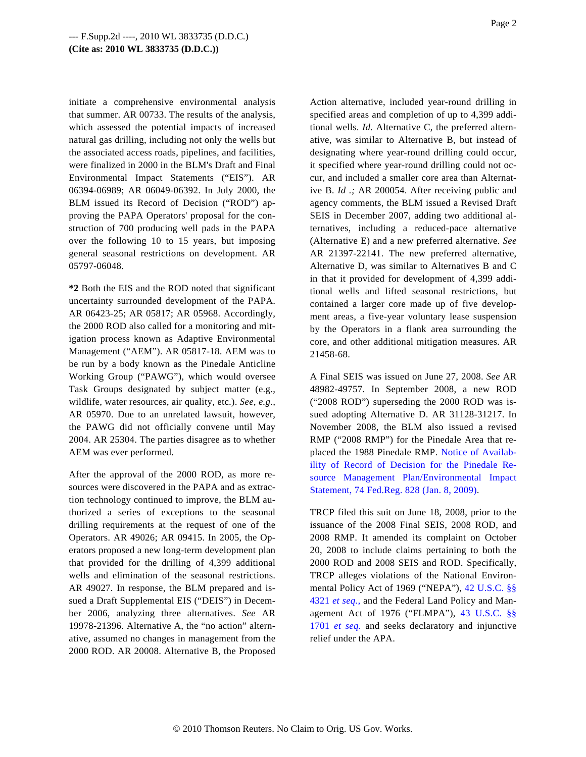initiate a comprehensive environmental analysis that summer. AR 00733. The results of the analysis, which assessed the potential impacts of increased natural gas drilling, including not only the wells but the associated access roads, pipelines, and facilities, were finalized in 2000 in the BLM's Draft and Final Environmental Impact Statements ("EIS"). AR 06394-06989; AR 06049-06392. In July 2000, the BLM issued its Record of Decision ("ROD") approving the PAPA Operators' proposal for the construction of 700 producing well pads in the PAPA over the following 10 to 15 years, but imposing general seasonal restrictions on development. AR 05797-06048.

**\*2** Both the EIS and the ROD noted that significant uncertainty surrounded development of the PAPA. AR 06423-25; AR 05817; AR 05968. Accordingly, the 2000 ROD also called for a monitoring and mitigation process known as Adaptive Environmental Management ("AEM"). AR 05817-18. AEM was to be run by a body known as the Pinedale Anticline Working Group ("PAWG"), which would oversee Task Groups designated by subject matter (e.g., wildlife, water resources, air quality, etc.). *See, e.g.,* AR 05970. Due to an unrelated lawsuit, however, the PAWG did not officially convene until May 2004. AR 25304. The parties disagree as to whether AEM was ever performed.

After the approval of the 2000 ROD, as more resources were discovered in the PAPA and as extraction technology continued to improve, the BLM authorized a series of exceptions to the seasonal drilling requirements at the request of one of the Operators. AR 49026; AR 09415. In 2005, the Operators proposed a new long-term development plan that provided for the drilling of 4,399 additional wells and elimination of the seasonal restrictions. AR 49027. In response, the BLM prepared and issued a Draft Supplemental EIS ("DEIS") in December 2006, analyzing three alternatives. *See* AR 19978-21396. Alternative A, the "no action" alternative, assumed no changes in management from the 2000 ROD. AR 20008. Alternative B, the Proposed Action alternative, included year-round drilling in specified areas and completion of up to 4,399 additional wells. *Id.* Alternative C, the preferred alternative, was similar to Alternative B, but instead of designating where year-round drilling could occur, it specified where year-round drilling could not occur, and included a smaller core area than Alternative B. *Id .;* AR 200054. After receiving public and agency comments, the BLM issued a Revised Draft SEIS in December 2007, adding two additional alternatives, including a reduced-pace alternative (Alternative E) and a new preferred alternative. *See* AR 21397-22141. The new preferred alternative, Alternative D, was similar to Alternatives B and C in that it provided for development of 4,399 additional wells and lifted seasonal restrictions, but contained a larger core made up of five development areas, a five-year voluntary lease suspension by the Operators in a flank area surrounding the core, and other additional mitigation measures. AR 21458-68.

A Final SEIS was issued on June 27, 2008. *See* AR 48982-49757. In September 2008, a new ROD ("2008 ROD") superseding the 2000 ROD was issued adopting Alternative D. AR 31128-31217. In November 2008, the BLM also issued a revised RMP ("2008 RMP") for the Pinedale Area that replaced the 1988 Pinedale RMP. Notice of Availability of Record of Decision for the Pinedale Resource Management Plan/Environmental Impact Statement, 74 Fed.Reg. 828 (Jan. 8, 2009).

TRCP filed this suit on June 18, 2008, prior to the issuance of the 2008 Final SEIS, 2008 ROD, and 2008 RMP. It amended its complaint on October 20, 2008 to include claims pertaining to both the 2000 ROD and 2008 SEIS and ROD. Specifically, TRCP alleges violations of the National Environmental Policy Act of 1969 ("NEPA"), 42 U.S.C. §§ 4321 *et seq.,* and the Federal Land Policy and Management Act of 1976 ("FLMPA"), 43 U.S.C. §§ 1701 *et seq.* and seeks declaratory and injunctive relief under the APA.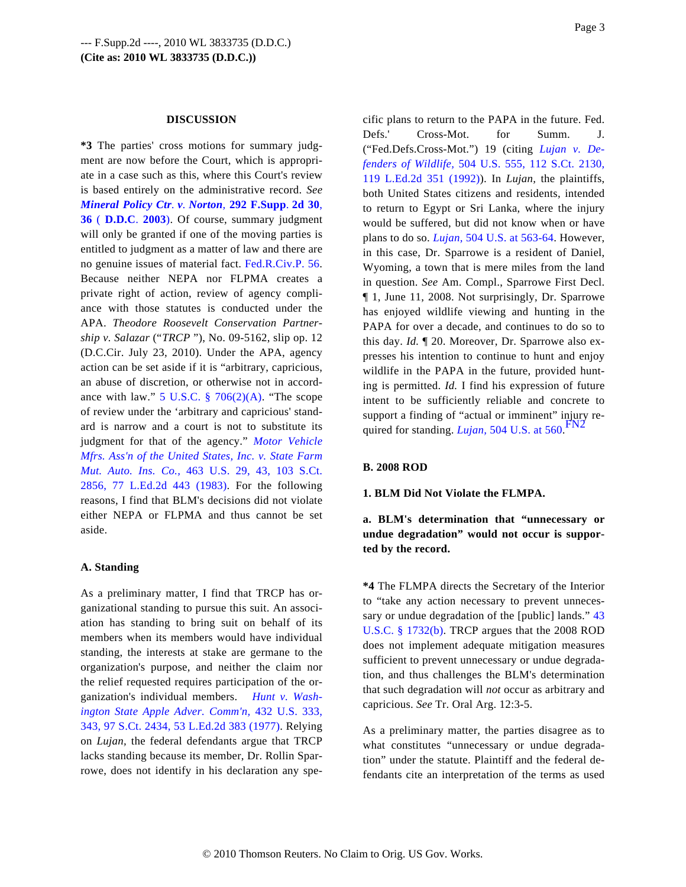## DISCUSSION

**\*3** The parties' cross motions for summary judgment are now before the Court, which is appropriate in a case such as this, where this Court's review is based entirely on the administrative record. *See* ***Mineral Policy Ctr. v. Norton*, 292 F.Supp. 2d 30, 36 ( D.D.C. 2003)**. Of course, summary judgment will only be granted if one of the moving parties is entitled to judgment as a matter of law and there are no genuine issues of material fact. Fed.R.Civ.P. 56. Because neither NEPA nor FLPMA creates a private right of action, review of agency compliance with those statutes is conducted under the APA. *Theodore Roosevelt Conservation Partnership v. Salazar* ("*TRCP* "), No. 09-5162, slip op. 12 (D.C.Cir. July 23, 2010). Under the APA, agency action can be set aside if it is "arbitrary, capricious, an abuse of discretion, or otherwise not in accordance with law." 5 U.S.C. § 706(2)(A). "The scope of review under the 'arbitrary and capricious' standard is narrow and a court is not to substitute its judgment for that of the agency." *Motor Vehicle Mfrs. Ass'n of the United States, Inc. v. State Farm Mut. Auto. Ins. Co.,* 463 U.S. 29, 43, 103 S.Ct. 2856, 77 L.Ed.2d 443 (1983). For the following reasons, I find that BLM's decisions did not violate either NEPA or FLPMA and thus cannot be set aside.

### A. Standing

As a preliminary matter, I find that TRCP has organizational standing to pursue this suit. An association has standing to bring suit on behalf of its members when its members would have individual standing, the interests at stake are germane to the organization's purpose, and neither the claim nor the relief requested requires participation of the organization's individual members. *Hunt v. Washington State Apple Adver. Comm'n,* 432 U.S. 333, 343, 97 S.Ct. 2434, 53 L.Ed.2d 383 (1977). Relying on *Lujan*, the federal defendants argue that TRCP lacks standing because its member, Dr. Rollin Sparrowe, does not identify in his declaration any specific plans to return to the PAPA in the future. Fed. Defs.' Cross-Mot. for Summ. J. ("Fed.Defs.Cross-Mot.") 19 (citing *Lujan v. Defenders of Wildlife,* 504 U.S. 555, 112 S.Ct. 2130, 119 L.Ed.2d 351 (1992)). In *Lujan,* the plaintiffs, both United States citizens and residents, intended to return to Egypt or Sri Lanka, where the injury would be suffered, but did not know when or have plans to do so. *Lujan,* 504 U.S. at 563-64. However, in this case, Dr. Sparrowe is a resident of Daniel, Wyoming, a town that is mere miles from the land in question. *See* Am. Compl., Sparrowe First Decl. ¶ 1, June 11, 2008. Not surprisingly, Dr. Sparrowe has enjoyed wildlife viewing and hunting in the PAPA for over a decade, and continues to do so to this day. *Id.* ¶ 20. Moreover, Dr. Sparrowe also expresses his intention to continue to hunt and enjoy wildlife in the PAPA in the future, provided hunting is permitted. *Id.* I find his expression of future intent to be sufficiently reliable and concrete to support a finding of "actual or imminent" injury required for standing. *Lujan,* 504 U.S. at 560.[FN2]

### B. 2008 ROD

#### 1. BLM Did Not Violate the FLMPA.

##### a. BLM's determination that "unnecessary or undue degradation" would not occur is supported by the record.

**\*4** The FLMPA directs the Secretary of the Interior to "take any action necessary to prevent unnecessary or undue degradation of the [public] lands." 43 U.S.C. § 1732(b). TRCP argues that the 2008 ROD does not implement adequate mitigation measures sufficient to prevent unnecessary or undue degradation, and thus challenges the BLM's determination that such degradation will *not* occur as arbitrary and capricious. *See* Tr. Oral Arg. 12:3-5.

As a preliminary matter, the parties disagree as to what constitutes "unnecessary or undue degradation" under the statute. Plaintiff and the federal defendants cite an interpretation of the terms as used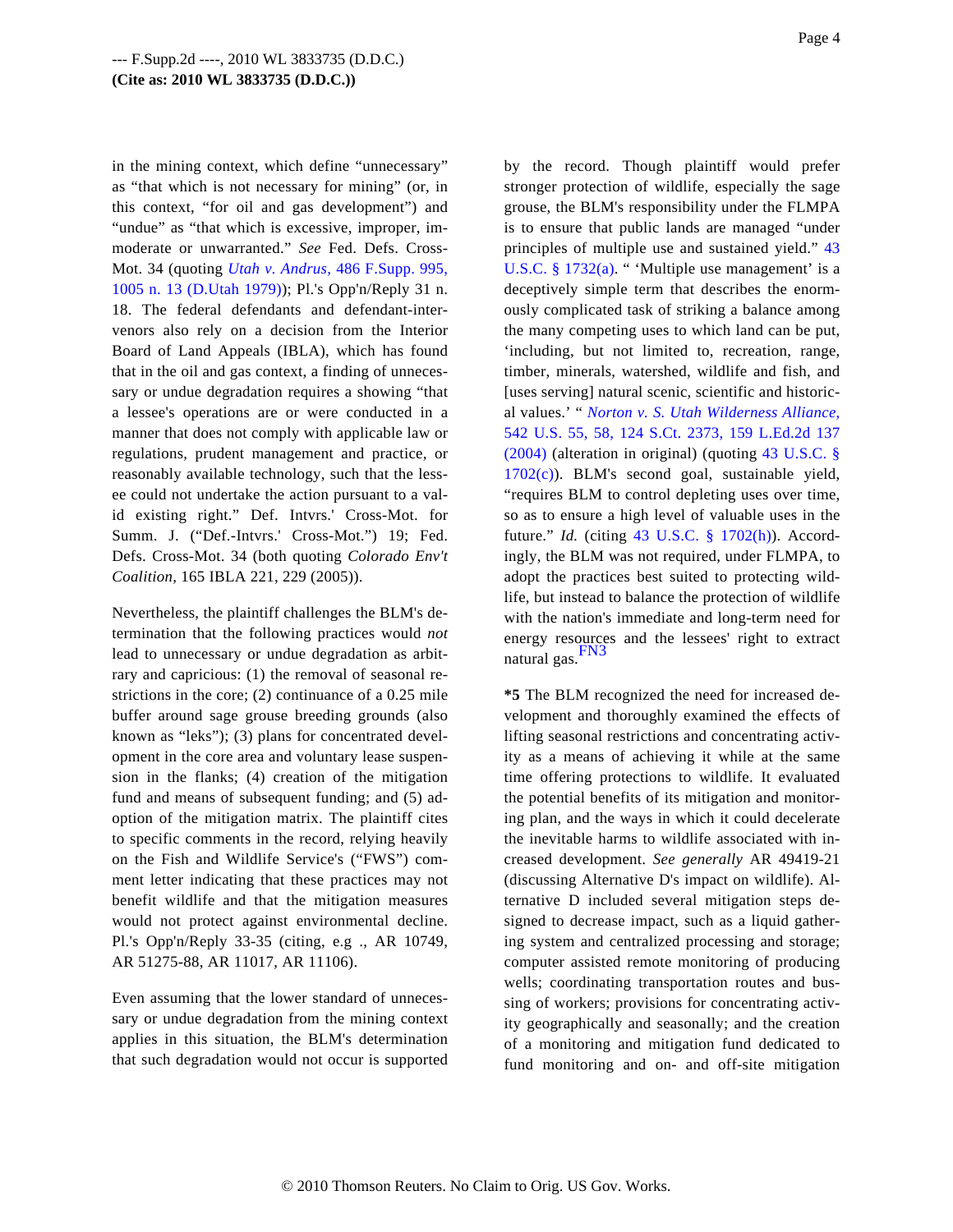in the mining context, which define "unnecessary" as "that which is not necessary for mining" (or, in this context, "for oil and gas development") and "undue" as "that which is excessive, improper, immoderate or unwarranted." *See* Fed. Defs. Cross-Mot. 34 (quoting *Utah v. Andrus,* 486 F.Supp. 995, 1005 n. 13 (D.Utah 1979)); Pl.'s Opp'n/Reply 31 n. 18. The federal defendants and defendant-intervenors also rely on a decision from the Interior Board of Land Appeals (IBLA), which has found that in the oil and gas context, a finding of unnecessary or undue degradation requires a showing "that a lessee's operations are or were conducted in a manner that does not comply with applicable law or regulations, prudent management and practice, or reasonably available technology, such that the lessee could not undertake the action pursuant to a valid existing right." Def. Intvrs.' Cross-Mot. for Summ. J. ("Def.-Intvrs.' Cross-Mot.") 19; Fed. Defs. Cross-Mot. 34 (both quoting *Colorado Env't Coalition,* 165 IBLA 221, 229 (2005)).

Nevertheless, the plaintiff challenges the BLM's determination that the following practices would *not* lead to unnecessary or undue degradation as arbitrary and capricious: (1) the removal of seasonal restrictions in the core; (2) continuance of a 0.25 mile buffer around sage grouse breeding grounds (also known as "leks"); (3) plans for concentrated development in the core area and voluntary lease suspension in the flanks; (4) creation of the mitigation fund and means of subsequent funding; and (5) adoption of the mitigation matrix. The plaintiff cites to specific comments in the record, relying heavily on the Fish and Wildlife Service's ("FWS") comment letter indicating that these practices may not benefit wildlife and that the mitigation measures would not protect against environmental decline. Pl.'s Opp'n/Reply 33-35 (citing, e.g ., AR 10749, AR 51275-88, AR 11017, AR 11106).

Even assuming that the lower standard of unnecessary or undue degradation from the mining context applies in this situation, the BLM's determination that such degradation would not occur is supported by the record. Though plaintiff would prefer stronger protection of wildlife, especially the sage grouse, the BLM's responsibility under the FLMPA is to ensure that public lands are managed "under principles of multiple use and sustained yield." 43 U.S.C. § 1732(a). " 'Multiple use management' is a deceptively simple term that describes the enormously complicated task of striking a balance among the many competing uses to which land can be put, 'including, but not limited to, recreation, range, timber, minerals, watershed, wildlife and fish, and [uses serving] natural scenic, scientific and historical values.' " *Norton v. S. Utah Wilderness Alliance,* 542 U.S. 55, 58, 124 S.Ct. 2373, 159 L.Ed.2d 137 (2004) (alteration in original) (quoting 43 U.S.C. § 1702(c)). BLM's second goal, sustainable yield, "requires BLM to control depleting uses over time, so as to ensure a high level of valuable uses in the future." *Id.* (citing 43 U.S.C. § 1702(h)). Accordingly, the BLM was not required, under FLMPA, to adopt the practices best suited to protecting wildlife, but instead to balance the protection of wildlife with the nation's immediate and long-term need for energy resources and the lessees' right to extract natural gas.[FN3]

**\*5** The BLM recognized the need for increased development and thoroughly examined the effects of lifting seasonal restrictions and concentrating activity as a means of achieving it while at the same time offering protections to wildlife. It evaluated the potential benefits of its mitigation and monitoring plan, and the ways in which it could decelerate the inevitable harms to wildlife associated with increased development. *See generally* AR 49419-21 (discussing Alternative D's impact on wildlife). Alternative D included several mitigation steps designed to decrease impact, such as a liquid gathering system and centralized processing and storage; computer assisted remote monitoring of producing wells; coordinating transportation routes and bussing of workers; provisions for concentrating activity geographically and seasonally; and the creation of a monitoring and mitigation fund dedicated to fund monitoring and on- and off-site mitigation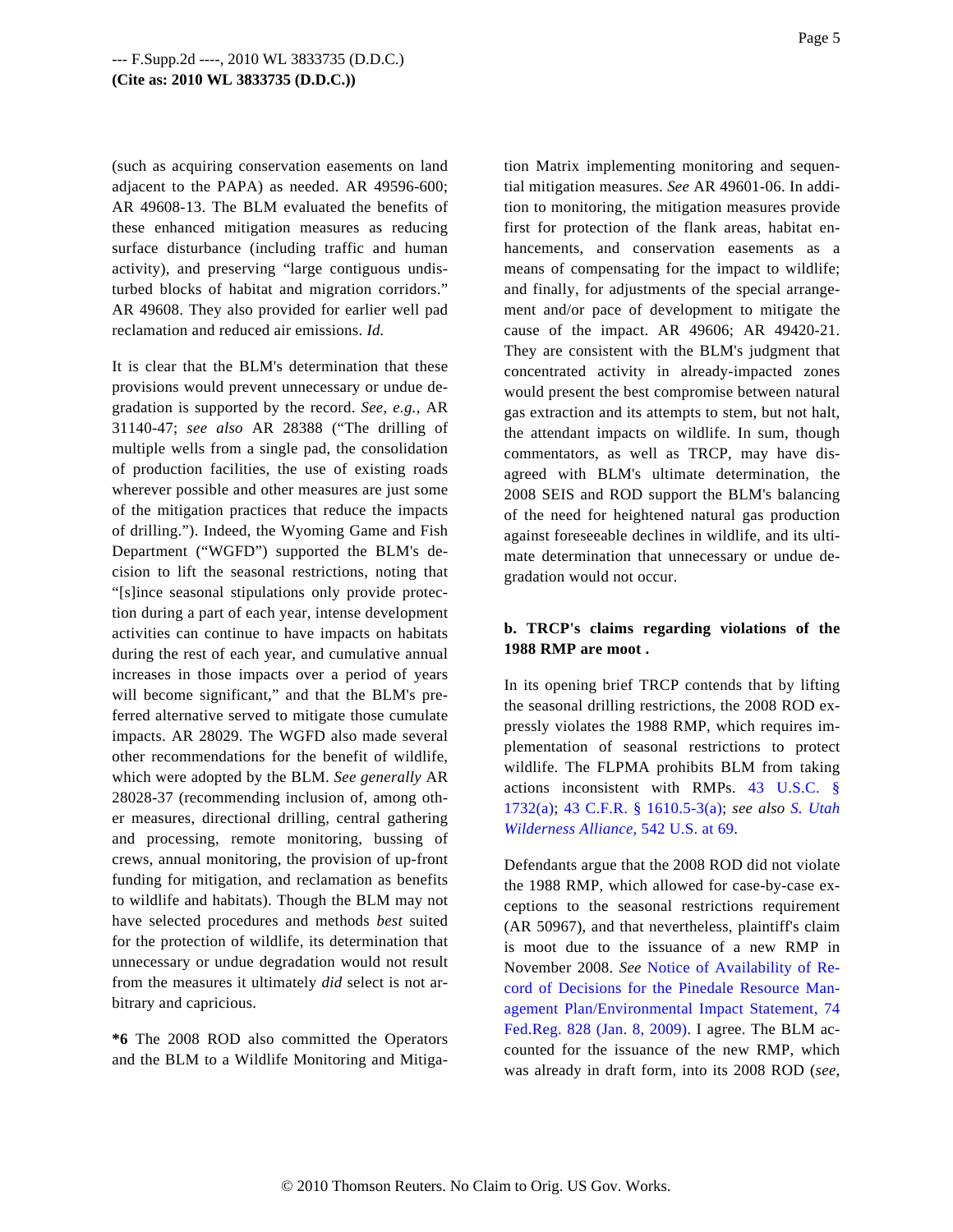(such as acquiring conservation easements on land adjacent to the PAPA) as needed. AR 49596-600; AR 49608-13. The BLM evaluated the benefits of these enhanced mitigation measures as reducing surface disturbance (including traffic and human activity), and preserving "large contiguous undisturbed blocks of habitat and migration corridors." AR 49608. They also provided for earlier well pad reclamation and reduced air emissions. *Id.*

It is clear that the BLM's determination that these provisions would prevent unnecessary or undue degradation is supported by the record. *See, e.g.,* AR 31140-47; *see also* AR 28388 ("The drilling of multiple wells from a single pad, the consolidation of production facilities, the use of existing roads wherever possible and other measures are just some of the mitigation practices that reduce the impacts of drilling."). Indeed, the Wyoming Game and Fish Department ("WGFD") supported the BLM's decision to lift the seasonal restrictions, noting that "[s]ince seasonal stipulations only provide protection during a part of each year, intense development activities can continue to have impacts on habitats during the rest of each year, and cumulative annual increases in those impacts over a period of years will become significant," and that the BLM's preferred alternative served to mitigate those cumulate impacts. AR 28029. The WGFD also made several other recommendations for the benefit of wildlife, which were adopted by the BLM. *See generally* AR 28028-37 (recommending inclusion of, among other measures, directional drilling, central gathering and processing, remote monitoring, bussing of crews, annual monitoring, the provision of up-front funding for mitigation, and reclamation as benefits to wildlife and habitats). Though the BLM may not have selected procedures and methods *best* suited for the protection of wildlife, its determination that unnecessary or undue degradation would not result from the measures it ultimately *did* select is not arbitrary and capricious.

**\*6** The 2008 ROD also committed the Operators and the BLM to a Wildlife Monitoring and Mitigation Matrix implementing monitoring and sequential mitigation measures. *See* AR 49601-06. In addition to monitoring, the mitigation measures provide first for protection of the flank areas, habitat enhancements, and conservation easements as a means of compensating for the impact to wildlife; and finally, for adjustments of the special arrangement and/or pace of development to mitigate the cause of the impact. AR 49606; AR 49420-21. They are consistent with the BLM's judgment that concentrated activity in already-impacted zones would present the best compromise between natural gas extraction and its attempts to stem, but not halt, the attendant impacts on wildlife. In sum, though commentators, as well as TRCP, may have disagreed with BLM's ultimate determination, the 2008 SEIS and ROD support the BLM's balancing of the need for heightened natural gas production against foreseeable declines in wildlife, and its ultimate determination that unnecessary or undue degradation would not occur.

**b. TRCP's claims regarding violations of the 1988 RMP are moot .**

In its opening brief TRCP contends that by lifting the seasonal drilling restrictions, the 2008 ROD expressly violates the 1988 RMP, which requires implementation of seasonal restrictions to protect wildlife. The FLPMA prohibits BLM from taking actions inconsistent with RMPs. 43 U.S.C. § 1732(a); 43 C.F.R. § 1610.5-3(a); *see also S. Utah Wilderness Alliance,* 542 U.S. at 69.

Defendants argue that the 2008 ROD did not violate the 1988 RMP, which allowed for case-by-case exceptions to the seasonal restrictions requirement (AR 50967), and that nevertheless, plaintiff's claim is moot due to the issuance of a new RMP in November 2008. *See* Notice of Availability of Record of Decisions for the Pinedale Resource Management Plan/Environmental Impact Statement, 74 Fed.Reg. 828 (Jan. 8, 2009). I agree. The BLM accounted for the issuance of the new RMP, which was already in draft form, into its 2008 ROD (*see,*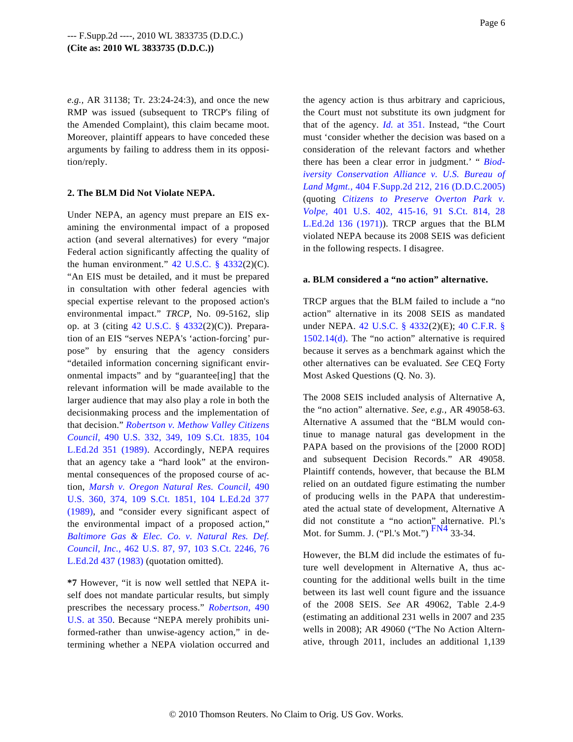*e.g.,* AR 31138; Tr. 23:24-24:3), and once the new RMP was issued (subsequent to TRCP's filing of the Amended Complaint), this claim became moot. Moreover, plaintiff appears to have conceded these arguments by failing to address them in its opposition/reply.

**2. The BLM Did Not Violate NEPA.**

Under NEPA, an agency must prepare an EIS examining the environmental impact of a proposed action (and several alternatives) for every "major Federal action significantly affecting the quality of the human environment." 42 U.S.C. § 4332(2)(C). "An EIS must be detailed, and it must be prepared in consultation with other federal agencies with special expertise relevant to the proposed action's environmental impact." *TRCP,* No. 09-5162, slip op. at 3 (citing 42 U.S.C. § 4332(2)(C)). Preparation of an EIS "serves NEPA's 'action-forcing' purpose" by ensuring that the agency considers "detailed information concerning significant environmental impacts" and by "guarantee[ing] that the relevant information will be made available to the larger audience that may also play a role in both the decisionmaking process and the implementation of that decision." *Robertson v. Methow Valley Citizens Council,* 490 U.S. 332, 349, 109 S.Ct. 1835, 104 L.Ed.2d 351 (1989). Accordingly, NEPA requires that an agency take a "hard look" at the environmental consequences of the proposed course of action, *Marsh v. Oregon Natural Res. Council,* 490 U.S. 360, 374, 109 S.Ct. 1851, 104 L.Ed.2d 377 (1989), and "consider every significant aspect of the environmental impact of a proposed action," *Baltimore Gas & Elec. Co. v. Natural Res. Def. Council, Inc.,* 462 U.S. 87, 97, 103 S.Ct. 2246, 76 L.Ed.2d 437 (1983) (quotation omitted).

**\*7** However, "it is now well settled that NEPA itself does not mandate particular results, but simply prescribes the necessary process." *Robertson,* 490 U.S. at 350. Because "NEPA merely prohibits uninformed-rather than unwise-agency action," in determining whether a NEPA violation occurred and the agency action is thus arbitrary and capricious, the Court must not substitute its own judgment for that of the agency. *Id.* at 351. Instead, "the Court must 'consider whether the decision was based on a consideration of the relevant factors and whether there has been a clear error in judgment.' " *Biodiversity Conservation Alliance v. U.S. Bureau of Land Mgmt.,* 404 F.Supp.2d 212, 216 (D.D.C.2005) (quoting *Citizens to Preserve Overton Park v. Volpe,* 401 U.S. 402, 415-16, 91 S.Ct. 814, 28 L.Ed.2d 136 (1971)). TRCP argues that the BLM violated NEPA because its 2008 SEIS was deficient in the following respects. I disagree.

**a. BLM considered a "no action" alternative.**

TRCP argues that the BLM failed to include a "no action" alternative in its 2008 SEIS as mandated under NEPA. 42 U.S.C. § 4332(2)(E); 40 C.F.R. § 1502.14(d). The "no action" alternative is required because it serves as a benchmark against which the other alternatives can be evaluated. *See* CEQ Forty Most Asked Questions (Q. No. 3).

The 2008 SEIS included analysis of Alternative A, the "no action" alternative. *See, e.g.,* AR 49058-63. Alternative A assumed that the "BLM would continue to manage natural gas development in the PAPA based on the provisions of the [2000 ROD] and subsequent Decision Records." AR 49058. Plaintiff contends, however, that because the BLM relied on an outdated figure estimating the number of producing wells in the PAPA that underestimated the actual state of development, Alternative A did not constitute a "no action" alternative. Pl.'s Mot. for Summ. J. ("Pl.'s Mot.") FN4 33-34.

However, the BLM did include the estimates of future well development in Alternative A, thus accounting for the additional wells built in the time between its last well count figure and the issuance of the 2008 SEIS. *See* AR 49062, Table 2.4-9 (estimating an additional 231 wells in 2007 and 235 wells in 2008); AR 49060 ("The No Action Alternative, through 2011, includes an additional 1,139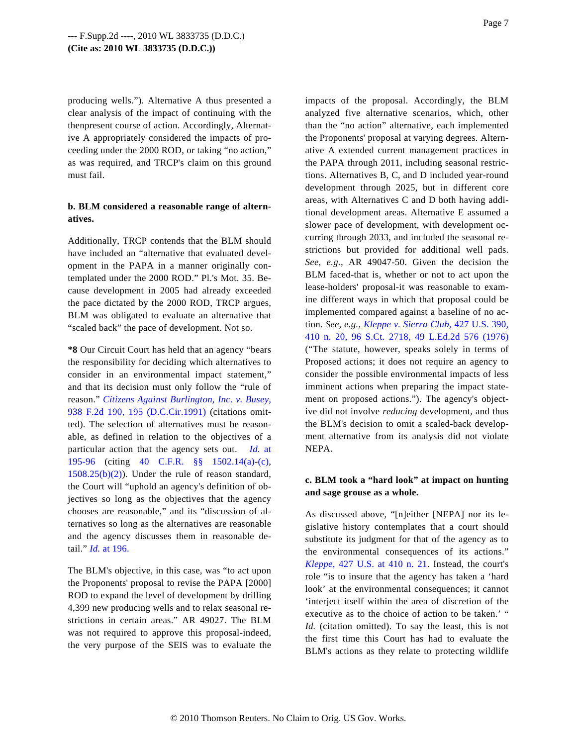producing wells."). Alternative A thus presented a clear analysis of the impact of continuing with the thenpresent course of action. Accordingly, Alternative A appropriately considered the impacts of proceeding under the 2000 ROD, or taking "no action," as was required, and TRCP's claim on this ground must fail.

**b. BLM considered a reasonable range of alternatives.**

Additionally, TRCP contends that the BLM should have included an "alternative that evaluated development in the PAPA in a manner originally contemplated under the 2000 ROD." Pl.'s Mot. 35. Because development in 2005 had already exceeded the pace dictated by the 2000 ROD, TRCP argues, BLM was obligated to evaluate an alternative that "scaled back" the pace of development. Not so.

**\*8** Our Circuit Court has held that an agency "bears the responsibility for deciding which alternatives to consider in an environmental impact statement," and that its decision must only follow the "rule of reason." *Citizens Against Burlington, Inc. v. Busey,* 938 F.2d 190, 195 (D.C.Cir.1991) (citations omitted). The selection of alternatives must be reasonable, as defined in relation to the objectives of a particular action that the agency sets out. *Id.* at 195-96 (citing 40 C.F.R. §§ 1502.14(a)-(c), 1508.25(b)(2)). Under the rule of reason standard, the Court will "uphold an agency's definition of objectives so long as the objectives that the agency chooses are reasonable," and its "discussion of alternatives so long as the alternatives are reasonable and the agency discusses them in reasonable detail." *Id.* at 196.

The BLM's objective, in this case, was "to act upon the Proponents' proposal to revise the PAPA [2000] ROD to expand the level of development by drilling 4,399 new producing wells and to relax seasonal restrictions in certain areas." AR 49027. The BLM was not required to approve this proposal-indeed, the very purpose of the SEIS was to evaluate the impacts of the proposal. Accordingly, the BLM analyzed five alternative scenarios, which, other than the "no action" alternative, each implemented the Proponents' proposal at varying degrees. Alternative A extended current management practices in the PAPA through 2011, including seasonal restrictions. Alternatives B, C, and D included year-round development through 2025, but in different core areas, with Alternatives C and D both having additional development areas. Alternative E assumed a slower pace of development, with development occurring through 2033, and included the seasonal restrictions but provided for additional well pads. *See, e.g.,* AR 49047-50. Given the decision the BLM faced-that is, whether or not to act upon the lease-holders' proposal-it was reasonable to examine different ways in which that proposal could be implemented compared against a baseline of no action. *See, e.g., Kleppe v. Sierra Club,* 427 U.S. 390, 410 n. 20, 96 S.Ct. 2718, 49 L.Ed.2d 576 (1976) ("The statute, however, speaks solely in terms of Proposed actions; it does not require an agency to consider the possible environmental impacts of less imminent actions when preparing the impact statement on proposed actions."). The agency's objective did not involve *reducing* development, and thus the BLM's decision to omit a scaled-back development alternative from its analysis did not violate NEPA.

**c. BLM took a "hard look" at impact on hunting and sage grouse as a whole.**

As discussed above, "[n]either [NEPA] nor its legislative history contemplates that a court should substitute its judgment for that of the agency as to the environmental consequences of its actions." *Kleppe,* 427 U.S. at 410 n. 21. Instead, the court's role "is to insure that the agency has taken a 'hard look' at the environmental consequences; it cannot 'interject itself within the area of discretion of the executive as to the choice of action to be taken.' " *Id.* (citation omitted). To say the least, this is not the first time this Court has had to evaluate the BLM's actions as they relate to protecting wildlife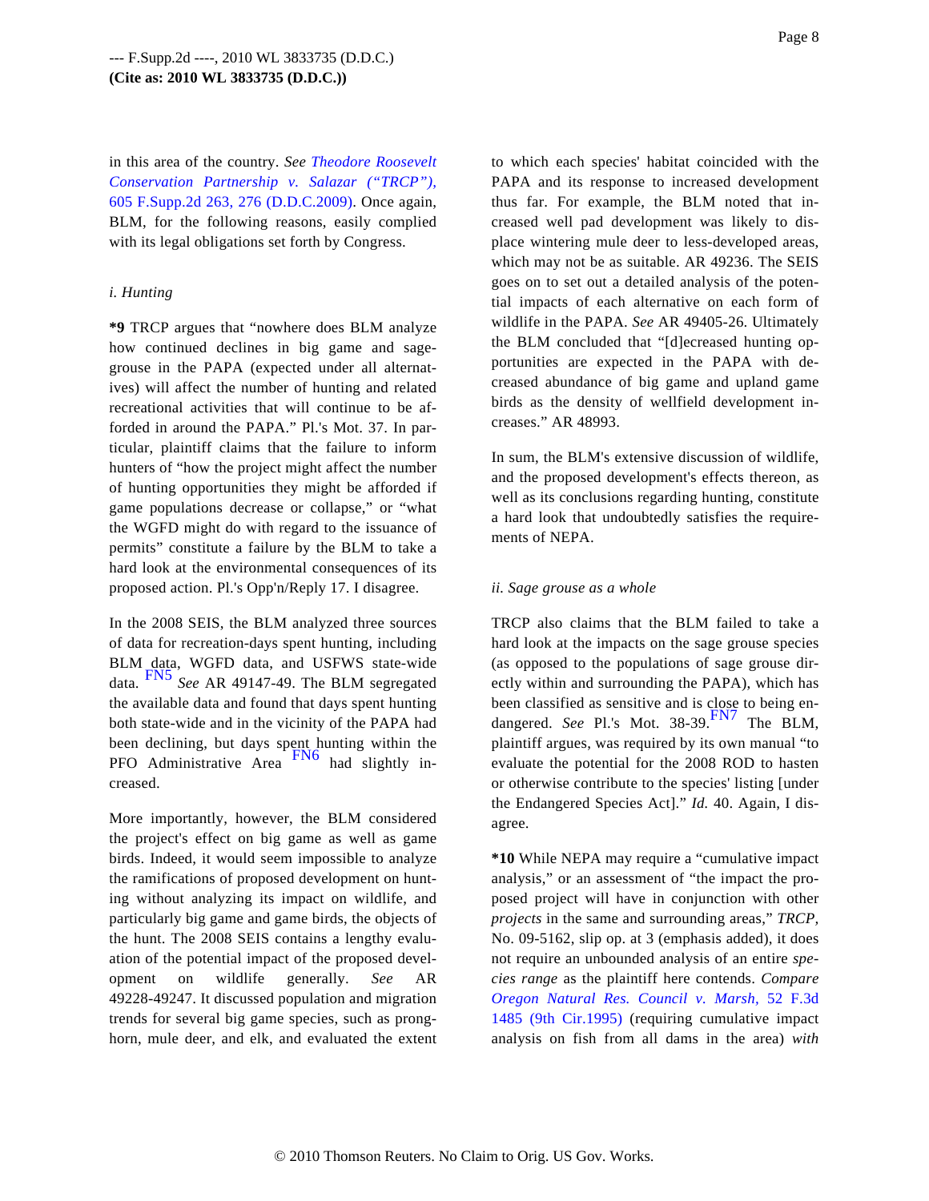in this area of the country. *See Theodore Roosevelt Conservation Partnership v. Salazar ("TRCP"),* 605 F.Supp.2d 263, 276 (D.D.C.2009). Once again, BLM, for the following reasons, easily complied with its legal obligations set forth by Congress.

*i. Hunting*

**\*9** TRCP argues that "nowhere does BLM analyze how continued declines in big game and sage-grouse in the PAPA (expected under all alternatives) will affect the number of hunting and related recreational activities that will continue to be afforded in around the PAPA." Pl.'s Mot. 37. In particular, plaintiff claims that the failure to inform hunters of "how the project might affect the number of hunting opportunities they might be afforded if game populations decrease or collapse," or "what the WGFD might do with regard to the issuance of permits" constitute a failure by the BLM to take a hard look at the environmental consequences of its proposed action. Pl.'s Opp'n/Reply 17. I disagree.

In the 2008 SEIS, the BLM analyzed three sources of data for recreation-days spent hunting, including BLM data, WGFD data, and USFWS state-wide data.[FN5] *See* AR 49147-49. The BLM segregated the available data and found that days spent hunting both state-wide and in the vicinity of the PAPA had been declining, but days spent hunting within the PFO Administrative Area [FN6] had slightly increased.

More importantly, however, the BLM considered the project's effect on big game as well as game birds. Indeed, it would seem impossible to analyze the ramifications of proposed development on hunting without analyzing its impact on wildlife, and particularly big game and game birds, the objects of the hunt. The 2008 SEIS contains a lengthy evaluation of the potential impact of the proposed development on wildlife generally. *See* AR 49228-49247. It discussed population and migration trends for several big game species, such as pronghorn, mule deer, and elk, and evaluated the extent to which each species' habitat coincided with the PAPA and its response to increased development thus far. For example, the BLM noted that increased well pad development was likely to displace wintering mule deer to less-developed areas, which may not be as suitable. AR 49236. The SEIS goes on to set out a detailed analysis of the potential impacts of each alternative on each form of wildlife in the PAPA. *See* AR 49405-26. Ultimately the BLM concluded that "[d]ecreased hunting opportunities are expected in the PAPA with decreased abundance of big game and upland game birds as the density of wellfield development increases." AR 48993.

In sum, the BLM's extensive discussion of wildlife, and the proposed development's effects thereon, as well as its conclusions regarding hunting, constitute a hard look that undoubtedly satisfies the requirements of NEPA.

*ii. Sage grouse as a whole*

TRCP also claims that the BLM failed to take a hard look at the impacts on the sage grouse species (as opposed to the populations of sage grouse directly within and surrounding the PAPA), which has been classified as sensitive and is close to being endangered. *See* Pl.'s Mot. 38-39.[FN7] The BLM, plaintiff argues, was required by its own manual "to evaluate the potential for the 2008 ROD to hasten or otherwise contribute to the species' listing [under the Endangered Species Act]." *Id.* 40. Again, I disagree.

**\*10** While NEPA may require a "cumulative impact analysis," or an assessment of "the impact the proposed project will have in conjunction with other *projects* in the same and surrounding areas," *TRCP,* No. 09-5162, slip op. at 3 (emphasis added), it does not require an unbounded analysis of an entire *species range* as the plaintiff here contends. *Compare Oregon Natural Res. Council v. Marsh,* 52 F.3d 1485 (9th Cir.1995) (requiring cumulative impact analysis on fish from all dams in the area) *with*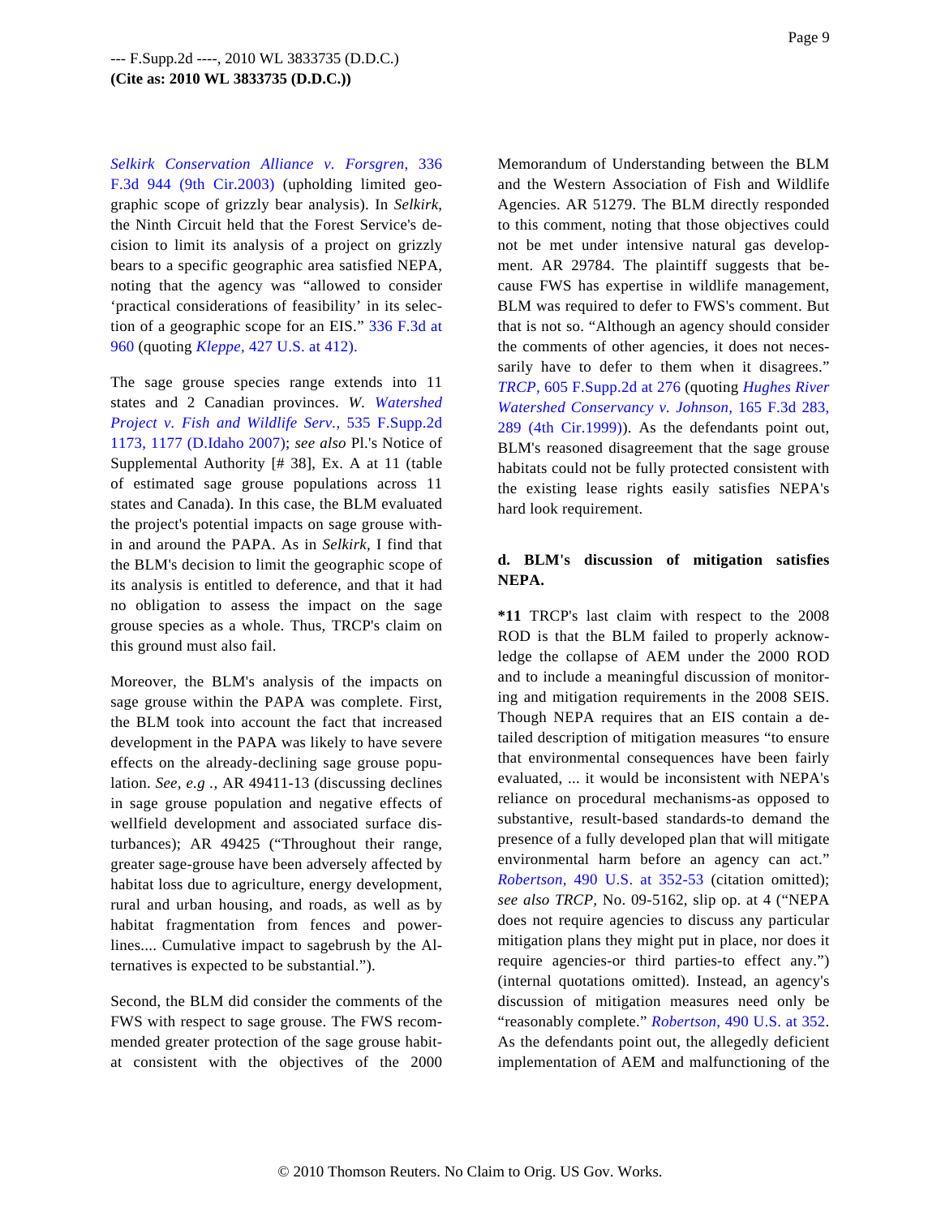*Selkirk Conservation Alliance v. Forsgren,* 336 F.3d 944 (9th Cir.2003) (upholding limited geographic scope of grizzly bear analysis). In *Selkirk,* the Ninth Circuit held that the Forest Service's decision to limit its analysis of a project on grizzly bears to a specific geographic area satisfied NEPA, noting that the agency was "allowed to consider 'practical considerations of feasibility' in its selection of a geographic scope for an EIS." 336 F.3d at 960 (quoting *Kleppe,* 427 U.S. at 412).

The sage grouse species range extends into 11 states and 2 Canadian provinces. *W. Watershed Project v. Fish and Wildlife Serv.,* 535 F.Supp.2d 1173, 1177 (D.Idaho 2007); *see also* Pl.'s Notice of Supplemental Authority [# 38], Ex. A at 11 (table of estimated sage grouse populations across 11 states and Canada). In this case, the BLM evaluated the project's potential impacts on sage grouse within and around the PAPA. As in *Selkirk,* I find that the BLM's decision to limit the geographic scope of its analysis is entitled to deference, and that it had no obligation to assess the impact on the sage grouse species as a whole. Thus, TRCP's claim on this ground must also fail.

Moreover, the BLM's analysis of the impacts on sage grouse within the PAPA was complete. First, the BLM took into account the fact that increased development in the PAPA was likely to have severe effects on the already-declining sage grouse population. *See, e.g .,* AR 49411-13 (discussing declines in sage grouse population and negative effects of wellfield development and associated surface disturbances); AR 49425 ("Throughout their range, greater sage-grouse have been adversely affected by habitat loss due to agriculture, energy development, rural and urban housing, and roads, as well as by habitat fragmentation from fences and powerlines.... Cumulative impact to sagebrush by the Alternatives is expected to be substantial.").

Second, the BLM did consider the comments of the FWS with respect to sage grouse. The FWS recommended greater protection of the sage grouse habitat consistent with the objectives of the 2000 Memorandum of Understanding between the BLM and the Western Association of Fish and Wildlife Agencies. AR 51279. The BLM directly responded to this comment, noting that those objectives could not be met under intensive natural gas development. AR 29784. The plaintiff suggests that because FWS has expertise in wildlife management, BLM was required to defer to FWS's comment. But that is not so. "Although an agency should consider the comments of other agencies, it does not necessarily have to defer to them when it disagrees." *TRCP,* 605 F.Supp.2d at 276 (quoting *Hughes River Watershed Conservancy v. Johnson,* 165 F.3d 283, 289 (4th Cir.1999)). As the defendants point out, BLM's reasoned disagreement that the sage grouse habitats could not be fully protected consistent with the existing lease rights easily satisfies NEPA's hard look requirement.

**d. BLM's discussion of mitigation satisfies NEPA.**

**\*11** TRCP's last claim with respect to the 2008 ROD is that the BLM failed to properly acknowledge the collapse of AEM under the 2000 ROD and to include a meaningful discussion of monitoring and mitigation requirements in the 2008 SEIS. Though NEPA requires that an EIS contain a detailed description of mitigation measures "to ensure that environmental consequences have been fairly evaluated, ... it would be inconsistent with NEPA's reliance on procedural mechanisms-as opposed to substantive, result-based standards-to demand the presence of a fully developed plan that will mitigate environmental harm before an agency can act." *Robertson,* 490 U.S. at 352-53 (citation omitted); *see also TRCP,* No. 09-5162, slip op. at 4 ("NEPA does not require agencies to discuss any particular mitigation plans they might put in place, nor does it require agencies-or third parties-to effect any.") (internal quotations omitted). Instead, an agency's discussion of mitigation measures need only be "reasonably complete." *Robertson,* 490 U.S. at 352. As the defendants point out, the allegedly deficient implementation of AEM and malfunctioning of the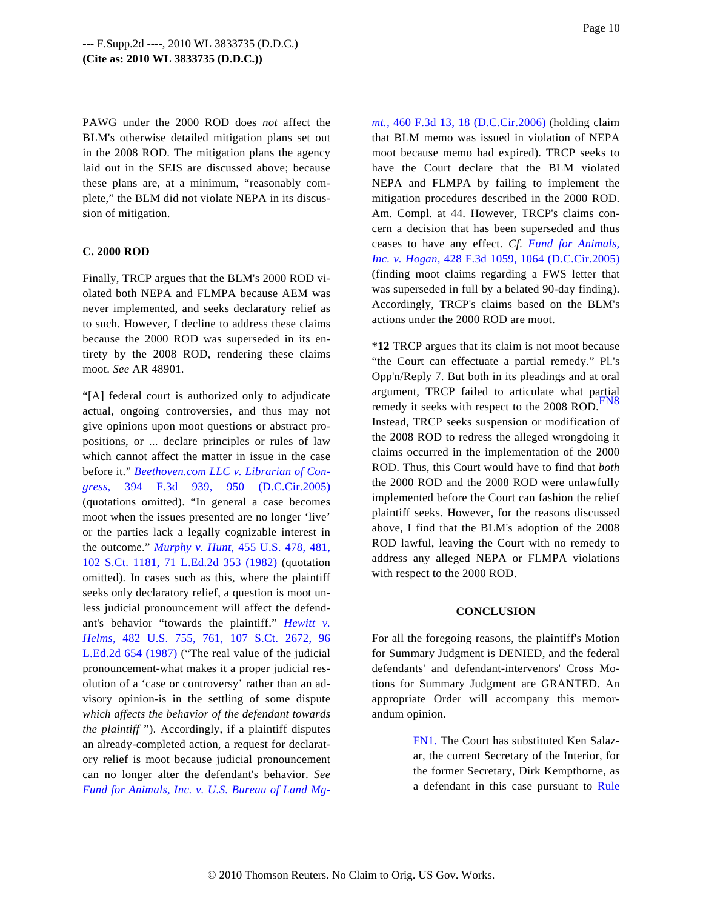PAWG under the 2000 ROD does *not* affect the BLM's otherwise detailed mitigation plans set out in the 2008 ROD. The mitigation plans the agency laid out in the SEIS are discussed above; because these plans are, at a minimum, "reasonably complete," the BLM did not violate NEPA in its discussion of mitigation.

**C. 2000 ROD**

Finally, TRCP argues that the BLM's 2000 ROD violated both NEPA and FLMPA because AEM was never implemented, and seeks declaratory relief as to such. However, I decline to address these claims because the 2000 ROD was superseded in its entirety by the 2008 ROD, rendering these claims moot. *See* AR 48901.

"[A] federal court is authorized only to adjudicate actual, ongoing controversies, and thus may not give opinions upon moot questions or abstract propositions, or ... declare principles or rules of law which cannot affect the matter in issue in the case before it." *Beethoven.com LLC v. Librarian of Congress,* 394 F.3d 939, 950 (D.C.Cir.2005) (quotations omitted). "In general a case becomes moot when the issues presented are no longer 'live' or the parties lack a legally cognizable interest in the outcome." *Murphy v. Hunt,* 455 U.S. 478, 481, 102 S.Ct. 1181, 71 L.Ed.2d 353 (1982) (quotation omitted). In cases such as this, where the plaintiff seeks only declaratory relief, a question is moot unless judicial pronouncement will affect the defendant's behavior "towards the plaintiff." *Hewitt v. Helms,* 482 U.S. 755, 761, 107 S.Ct. 2672, 96 L.Ed.2d 654 (1987) ("The real value of the judicial pronouncement-what makes it a proper judicial resolution of a 'case or controversy' rather than an advisory opinion-is in the settling of some dispute *which affects the behavior of the defendant towards the plaintiff* "). Accordingly, if a plaintiff disputes an already-completed action, a request for declaratory relief is moot because judicial pronouncement can no longer alter the defendant's behavior. *See Fund for Animals, Inc. v. U.S. Bureau of Land Mgmt.,* 460 F.3d 13, 18 (D.C.Cir.2006) (holding claim that BLM memo was issued in violation of NEPA moot because memo had expired). TRCP seeks to have the Court declare that the BLM violated NEPA and FLMPA by failing to implement the mitigation procedures described in the 2000 ROD. Am. Compl. at 44. However, TRCP's claims concern a decision that has been superseded and thus ceases to have any effect. *Cf. Fund for Animals, Inc. v. Hogan,* 428 F.3d 1059, 1064 (D.C.Cir.2005) (finding moot claims regarding a FWS letter that was superseded in full by a belated 90-day finding). Accordingly, TRCP's claims based on the BLM's actions under the 2000 ROD are moot.

**\*12** TRCP argues that its claim is not moot because "the Court can effectuate a partial remedy." Pl.'s Opp'n/Reply 7. But both in its pleadings and at oral argument, TRCP failed to articulate what partial remedy it seeks with respect to the 2008 ROD.[FN8] Instead, TRCP seeks suspension or modification of the 2008 ROD to redress the alleged wrongdoing it claims occurred in the implementation of the 2000 ROD. Thus, this Court would have to find that *both* the 2000 ROD and the 2008 ROD were unlawfully implemented before the Court can fashion the relief plaintiff seeks. However, for the reasons discussed above, I find that the BLM's adoption of the 2008 ROD lawful, leaving the Court with no remedy to address any alleged NEPA or FLMPA violations with respect to the 2000 ROD.

**CONCLUSION**

For all the foregoing reasons, the plaintiff's Motion for Summary Judgment is DENIED, and the federal defendants' and defendant-intervenors' Cross Motions for Summary Judgment are GRANTED. An appropriate Order will accompany this memorandum opinion.

FN1. The Court has substituted Ken Salazar, the current Secretary of the Interior, for the former Secretary, Dirk Kempthorne, as a defendant in this case pursuant to Rule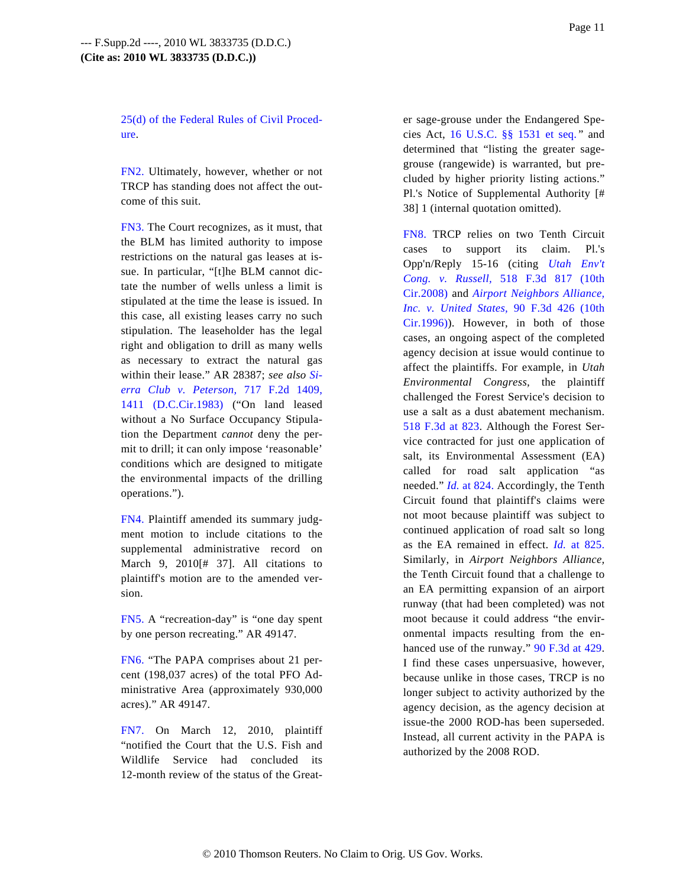25(d) of the Federal Rules of Civil Procedure.

FN2. Ultimately, however, whether or not TRCP has standing does not affect the outcome of this suit.

FN3. The Court recognizes, as it must, that the BLM has limited authority to impose restrictions on the natural gas leases at issue. In particular, "[t]he BLM cannot dictate the number of wells unless a limit is stipulated at the time the lease is issued. In this case, all existing leases carry no such stipulation. The leaseholder has the legal right and obligation to drill as many wells as necessary to extract the natural gas within their lease." AR 28387; *see also Sierra Club v. Peterson,* 717 F.2d 1409, 1411 (D.C.Cir.1983) ("On land leased without a No Surface Occupancy Stipulation the Department *cannot* deny the permit to drill; it can only impose 'reasonable' conditions which are designed to mitigate the environmental impacts of the drilling operations.").

FN4. Plaintiff amended its summary judgment motion to include citations to the supplemental administrative record on March 9, 2010[# 37]. All citations to plaintiff's motion are to the amended version.

FN5. A "recreation-day" is "one day spent by one person recreating." AR 49147.

FN6. "The PAPA comprises about 21 percent (198,037 acres) of the total PFO Administrative Area (approximately 930,000 acres)." AR 49147.

FN7. On March 12, 2010, plaintiff "notified the Court that the U.S. Fish and Wildlife Service had concluded its 12-month review of the status of the Greater sage-grouse under the Endangered Species Act, 16 U.S.C. §§ 1531 et seq." and determined that "listing the greater sage-grouse (rangewide) is warranted, but precluded by higher priority listing actions." Pl.'s Notice of Supplemental Authority [# 38] 1 (internal quotation omitted).

FN8. TRCP relies on two Tenth Circuit cases to support its claim. Pl.'s Opp'n/Reply 15-16 (citing *Utah Env't Cong. v. Russell,* 518 F.3d 817 (10th Cir.2008) and *Airport Neighbors Alliance, Inc. v. United States,* 90 F.3d 426 (10th Cir.1996)). However, in both of those cases, an ongoing aspect of the completed agency decision at issue would continue to affect the plaintiffs. For example, in *Utah Environmental Congress,* the plaintiff challenged the Forest Service's decision to use a salt as a dust abatement mechanism. 518 F.3d at 823. Although the Forest Service contracted for just one application of salt, its Environmental Assessment (EA) called for road salt application "as needed." *Id.* at 824. Accordingly, the Tenth Circuit found that plaintiff's claims were not moot because plaintiff was subject to continued application of road salt so long as the EA remained in effect. *Id.* at 825. Similarly, in *Airport Neighbors Alliance,* the Tenth Circuit found that a challenge to an EA permitting expansion of an airport runway (that had been completed) was not moot because it could address "the environmental impacts resulting from the enhanced use of the runway." 90 F.3d at 429. I find these cases unpersuasive, however, because unlike in those cases, TRCP is no longer subject to activity authorized by the agency decision, as the agency decision at issue-the 2000 ROD-has been superseded. Instead, all current activity in the PAPA is authorized by the 2008 ROD.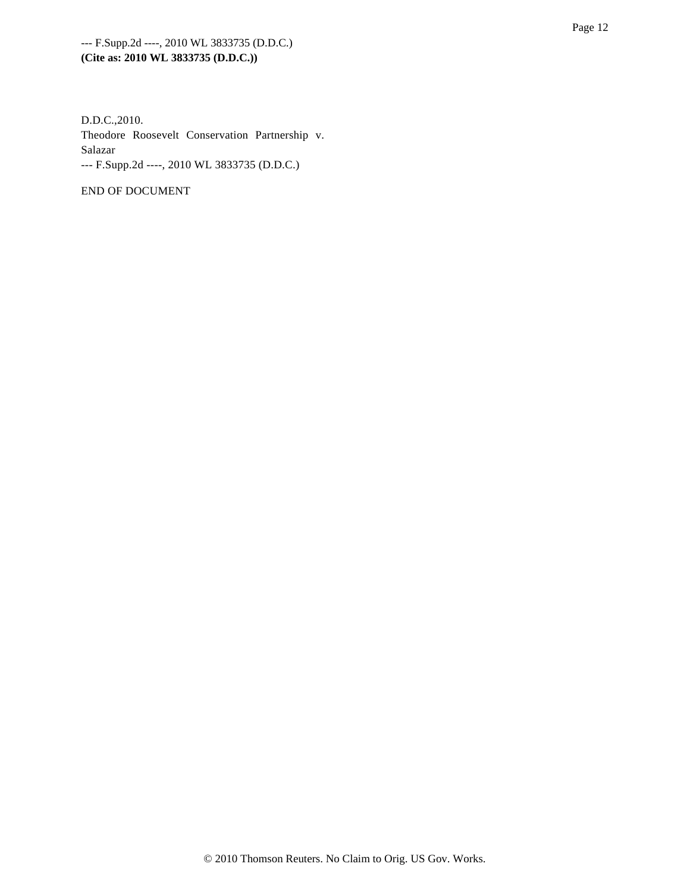D.D.C.,2010.
Theodore Roosevelt Conservation Partnership v. Salazar
--- F.Supp.2d ----, 2010 WL 3833735 (D.D.C.)

END OF DOCUMENT